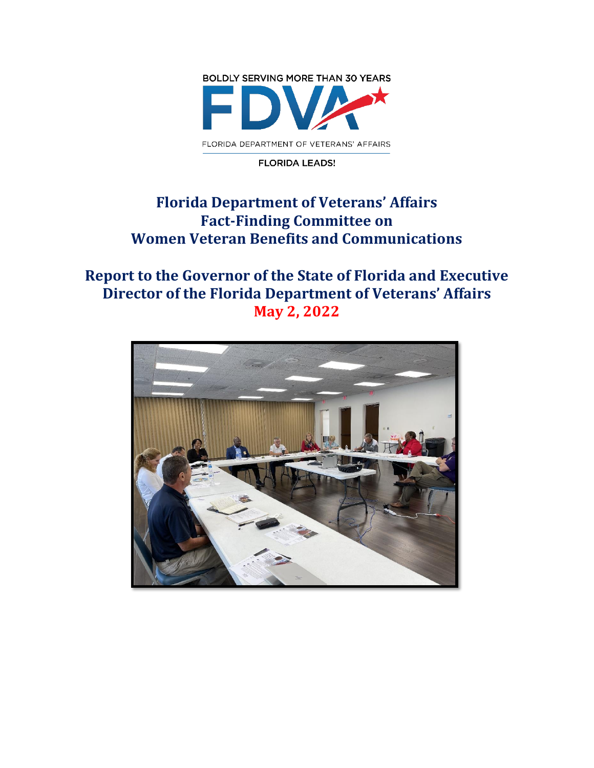BOLDLY SERVING MORE THAN 30 YEARS

FDVA

FLORIDA DEPARTMENT OF VETERANS' AFFAIRS

FLORIDA LEADS!

# Florida Department of Veterans' Affairs Fact-Finding Committee on Women Veteran Benefits and Communications

## Report to the Governor of the State of Florida and Executive Director of the Florida Department of Veterans' Affairs

## May 2, 2022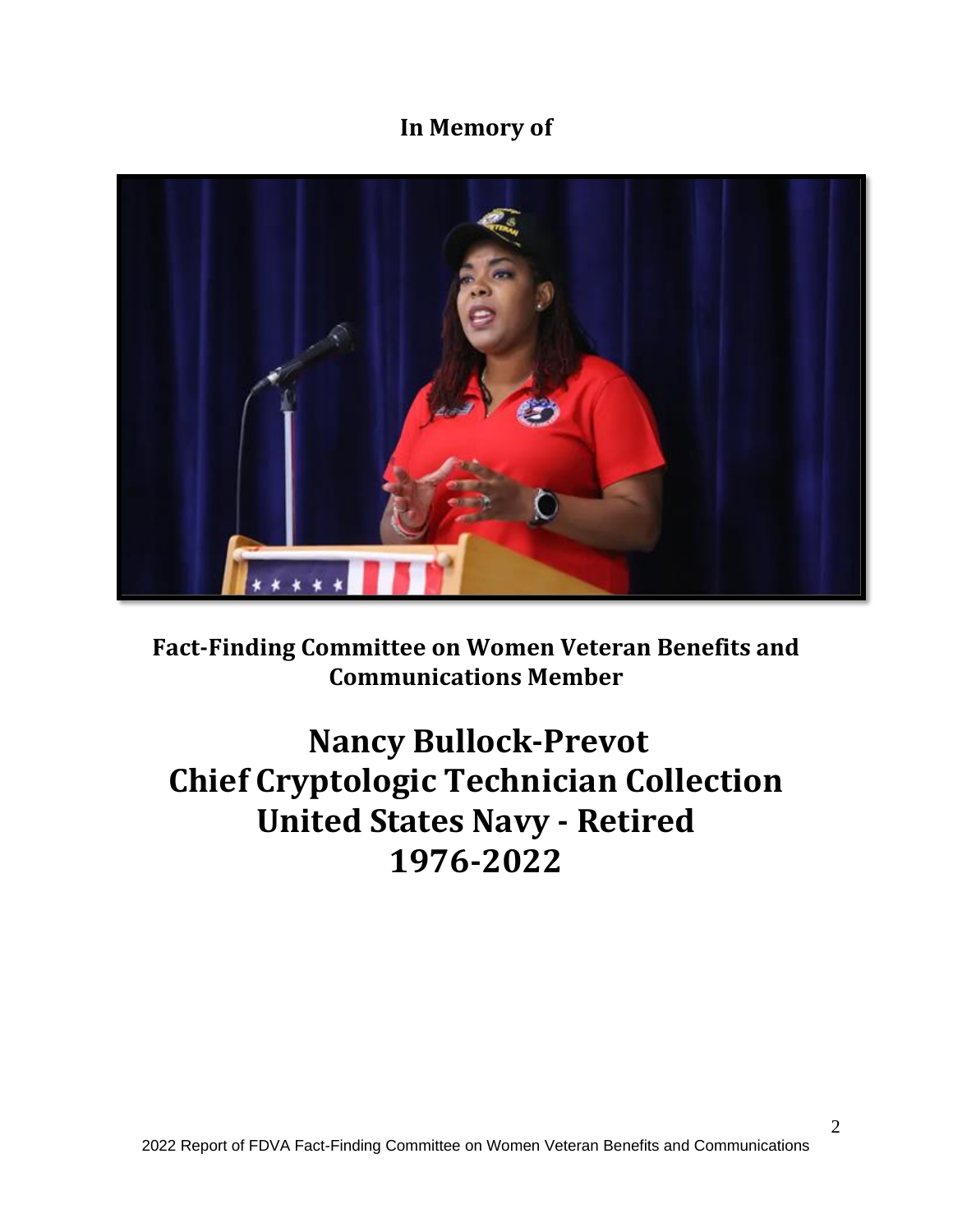**In Memory of**

**Fact-Finding Committee on Women Veteran Benefits and Communications Member**

# Nancy Bullock-Prevot
# Chief Cryptologic Technician Collection
# United States Navy - Retired
# 1976-2022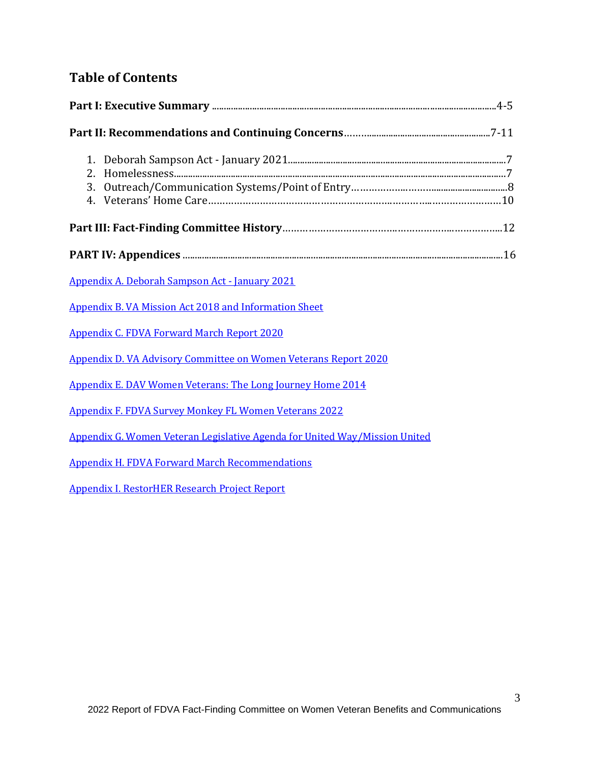## Table of Contents

**Part I: Executive Summary** ............................................................ 4-5

**Part II: Recommendations and Continuing Concerns** ............................ 7-11

1. Deborah Sampson Act - January 2021 ............................................ 7
2. Homelessness ............................................................................ 7
3. Outreach/Communication Systems/Point of Entry ............................. 8
4. Veterans' Home Care ................................................................. 10

**Part III: Fact-Finding Committee History** ........................................ 12

**PART IV: Appendices** ................................................................. 16

Appendix A. Deborah Sampson Act - January 2021

Appendix B. VA Mission Act 2018 and Information Sheet

Appendix C. FDVA Forward March Report 2020

Appendix D. VA Advisory Committee on Women Veterans Report 2020

Appendix E. DAV Women Veterans: The Long Journey Home 2014

Appendix F. FDVA Survey Monkey FL Women Veterans 2022

Appendix G. Women Veteran Legislative Agenda for United Way/Mission United

Appendix H. FDVA Forward March Recommendations

Appendix I. RestorHER Research Project Report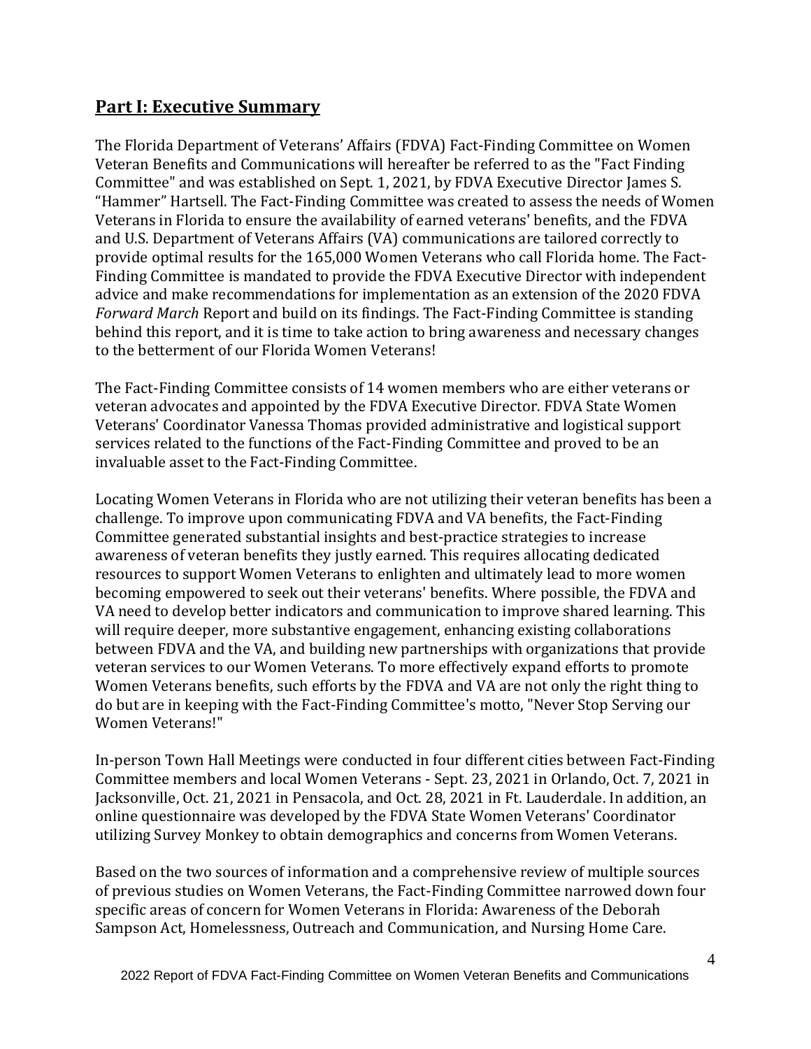## Part I: Executive Summary

The Florida Department of Veterans' Affairs (FDVA) Fact-Finding Committee on Women Veteran Benefits and Communications will hereafter be referred to as the "Fact Finding Committee" and was established on Sept. 1, 2021, by FDVA Executive Director James S. "Hammer" Hartsell. The Fact-Finding Committee was created to assess the needs of Women Veterans in Florida to ensure the availability of earned veterans' benefits, and the FDVA and U.S. Department of Veterans Affairs (VA) communications are tailored correctly to provide optimal results for the 165,000 Women Veterans who call Florida home. The Fact-Finding Committee is mandated to provide the FDVA Executive Director with independent advice and make recommendations for implementation as an extension of the 2020 FDVA *Forward March* Report and build on its findings. The Fact-Finding Committee is standing behind this report, and it is time to take action to bring awareness and necessary changes to the betterment of our Florida Women Veterans!

The Fact-Finding Committee consists of 14 women members who are either veterans or veteran advocates and appointed by the FDVA Executive Director. FDVA State Women Veterans' Coordinator Vanessa Thomas provided administrative and logistical support services related to the functions of the Fact-Finding Committee and proved to be an invaluable asset to the Fact-Finding Committee.

Locating Women Veterans in Florida who are not utilizing their veteran benefits has been a challenge. To improve upon communicating FDVA and VA benefits, the Fact-Finding Committee generated substantial insights and best-practice strategies to increase awareness of veteran benefits they justly earned. This requires allocating dedicated resources to support Women Veterans to enlighten and ultimately lead to more women becoming empowered to seek out their veterans' benefits. Where possible, the FDVA and VA need to develop better indicators and communication to improve shared learning. This will require deeper, more substantive engagement, enhancing existing collaborations between FDVA and the VA, and building new partnerships with organizations that provide veteran services to our Women Veterans. To more effectively expand efforts to promote Women Veterans benefits, such efforts by the FDVA and VA are not only the right thing to do but are in keeping with the Fact-Finding Committee's motto, "Never Stop Serving our Women Veterans!"

In-person Town Hall Meetings were conducted in four different cities between Fact-Finding Committee members and local Women Veterans - Sept. 23, 2021 in Orlando, Oct. 7, 2021 in Jacksonville, Oct. 21, 2021 in Pensacola, and Oct. 28, 2021 in Ft. Lauderdale. In addition, an online questionnaire was developed by the FDVA State Women Veterans' Coordinator utilizing Survey Monkey to obtain demographics and concerns from Women Veterans.

Based on the two sources of information and a comprehensive review of multiple sources of previous studies on Women Veterans, the Fact-Finding Committee narrowed down four specific areas of concern for Women Veterans in Florida: Awareness of the Deborah Sampson Act, Homelessness, Outreach and Communication, and Nursing Home Care.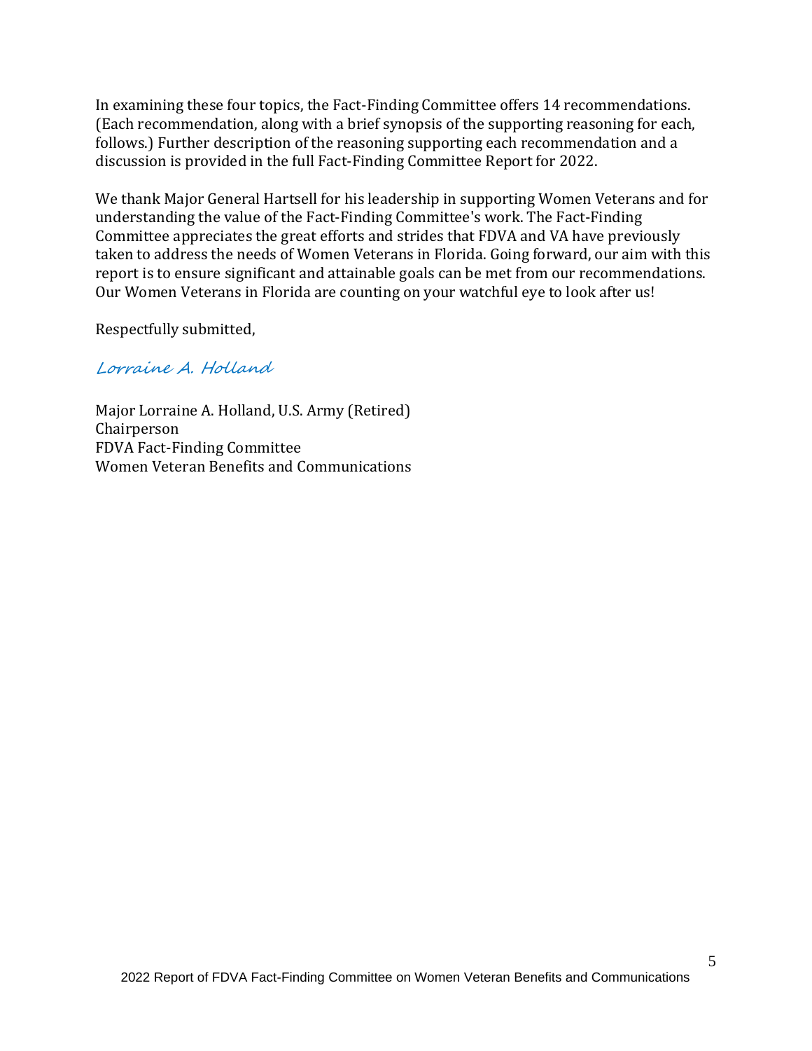In examining these four topics, the Fact-Finding Committee offers 14 recommendations. (Each recommendation, along with a brief synopsis of the supporting reasoning for each, follows.) Further description of the reasoning supporting each recommendation and a discussion is provided in the full Fact-Finding Committee Report for 2022.

We thank Major General Hartsell for his leadership in supporting Women Veterans and for understanding the value of the Fact-Finding Committee's work. The Fact-Finding Committee appreciates the great efforts and strides that FDVA and VA have previously taken to address the needs of Women Veterans in Florida. Going forward, our aim with this report is to ensure significant and attainable goals can be met from our recommendations. Our Women Veterans in Florida are counting on your watchful eye to look after us!

Respectfully submitted,

*Lorraine A. Holland*

Major Lorraine A. Holland, U.S. Army (Retired)
Chairperson
FDVA Fact-Finding Committee
Women Veteran Benefits and Communications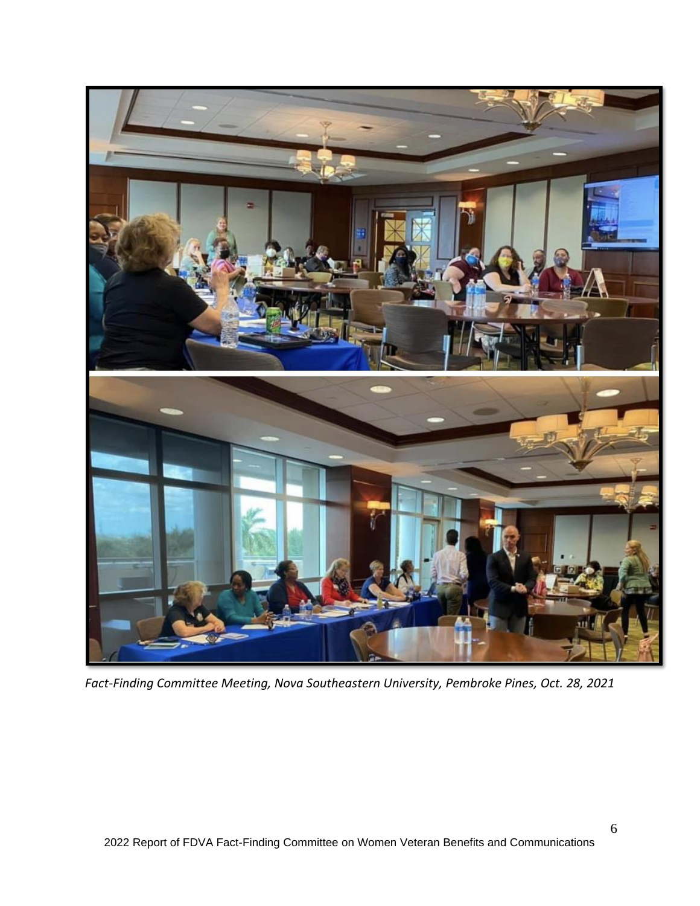*Fact-Finding Committee Meeting, Nova Southeastern University, Pembroke Pines, Oct. 28, 2021*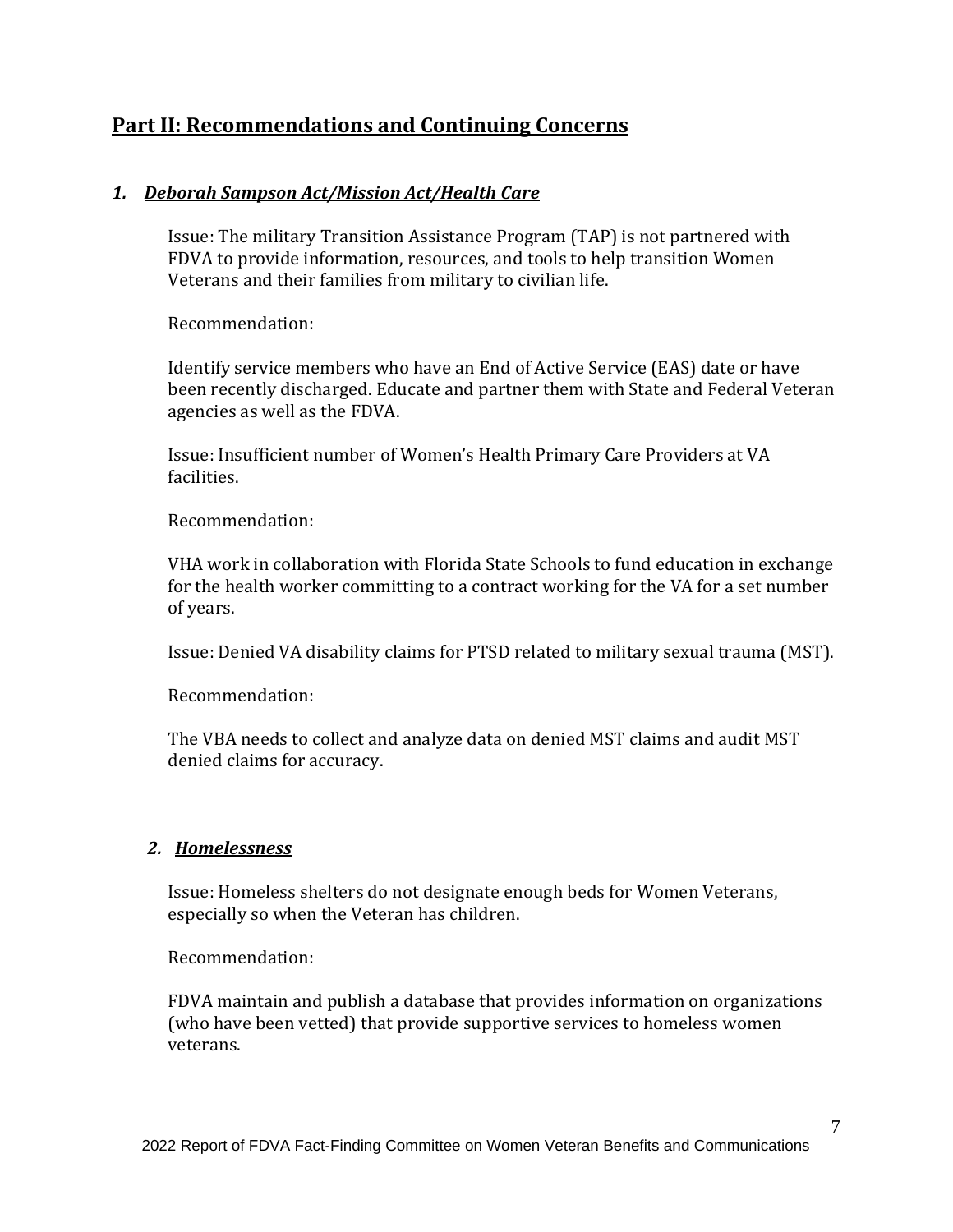## Part II: Recommendations and Continuing Concerns

### *1. Deborah Sampson Act/Mission Act/Health Care*

Issue: The military Transition Assistance Program (TAP) is not partnered with FDVA to provide information, resources, and tools to help transition Women Veterans and their families from military to civilian life.

Recommendation:

Identify service members who have an End of Active Service (EAS) date or have been recently discharged. Educate and partner them with State and Federal Veteran agencies as well as the FDVA.

Issue: Insufficient number of Women's Health Primary Care Providers at VA facilities.

Recommendation:

VHA work in collaboration with Florida State Schools to fund education in exchange for the health worker committing to a contract working for the VA for a set number of years.

Issue: Denied VA disability claims for PTSD related to military sexual trauma (MST).

Recommendation:

The VBA needs to collect and analyze data on denied MST claims and audit MST denied claims for accuracy.

### *2. Homelessness*

Issue: Homeless shelters do not designate enough beds for Women Veterans, especially so when the Veteran has children.

Recommendation:

FDVA maintain and publish a database that provides information on organizations (who have been vetted) that provide supportive services to homeless women veterans.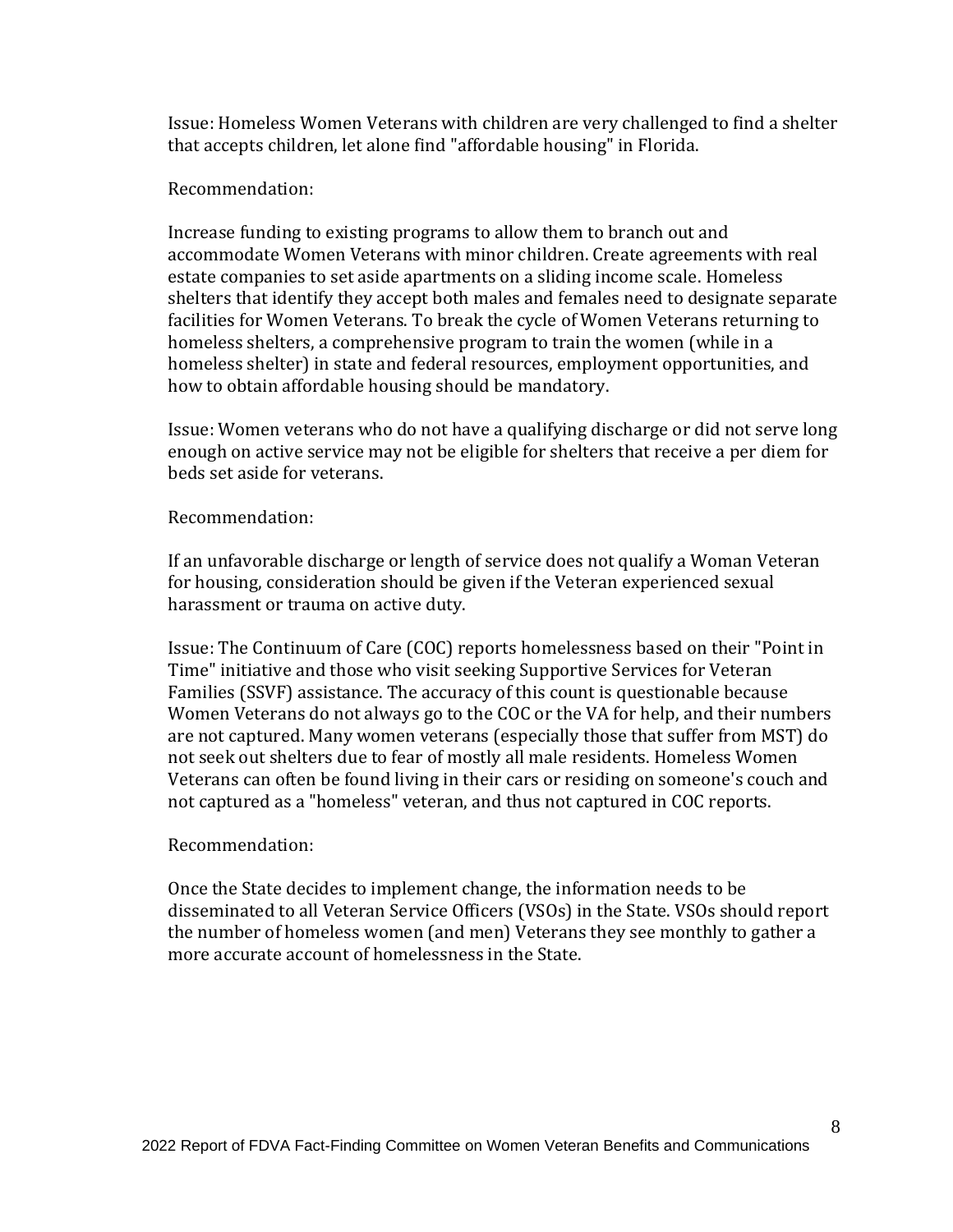Issue: Homeless Women Veterans with children are very challenged to find a shelter that accepts children, let alone find "affordable housing" in Florida.

Recommendation:

Increase funding to existing programs to allow them to branch out and accommodate Women Veterans with minor children. Create agreements with real estate companies to set aside apartments on a sliding income scale. Homeless shelters that identify they accept both males and females need to designate separate facilities for Women Veterans. To break the cycle of Women Veterans returning to homeless shelters, a comprehensive program to train the women (while in a homeless shelter) in state and federal resources, employment opportunities, and how to obtain affordable housing should be mandatory.

Issue: Women veterans who do not have a qualifying discharge or did not serve long enough on active service may not be eligible for shelters that receive a per diem for beds set aside for veterans.

Recommendation:

If an unfavorable discharge or length of service does not qualify a Woman Veteran for housing, consideration should be given if the Veteran experienced sexual harassment or trauma on active duty.

Issue: The Continuum of Care (COC) reports homelessness based on their "Point in Time" initiative and those who visit seeking Supportive Services for Veteran Families (SSVF) assistance. The accuracy of this count is questionable because Women Veterans do not always go to the COC or the VA for help, and their numbers are not captured. Many women veterans (especially those that suffer from MST) do not seek out shelters due to fear of mostly all male residents. Homeless Women Veterans can often be found living in their cars or residing on someone's couch and not captured as a "homeless" veteran, and thus not captured in COC reports.

Recommendation:

Once the State decides to implement change, the information needs to be disseminated to all Veteran Service Officers (VSOs) in the State. VSOs should report the number of homeless women (and men) Veterans they see monthly to gather a more accurate account of homelessness in the State.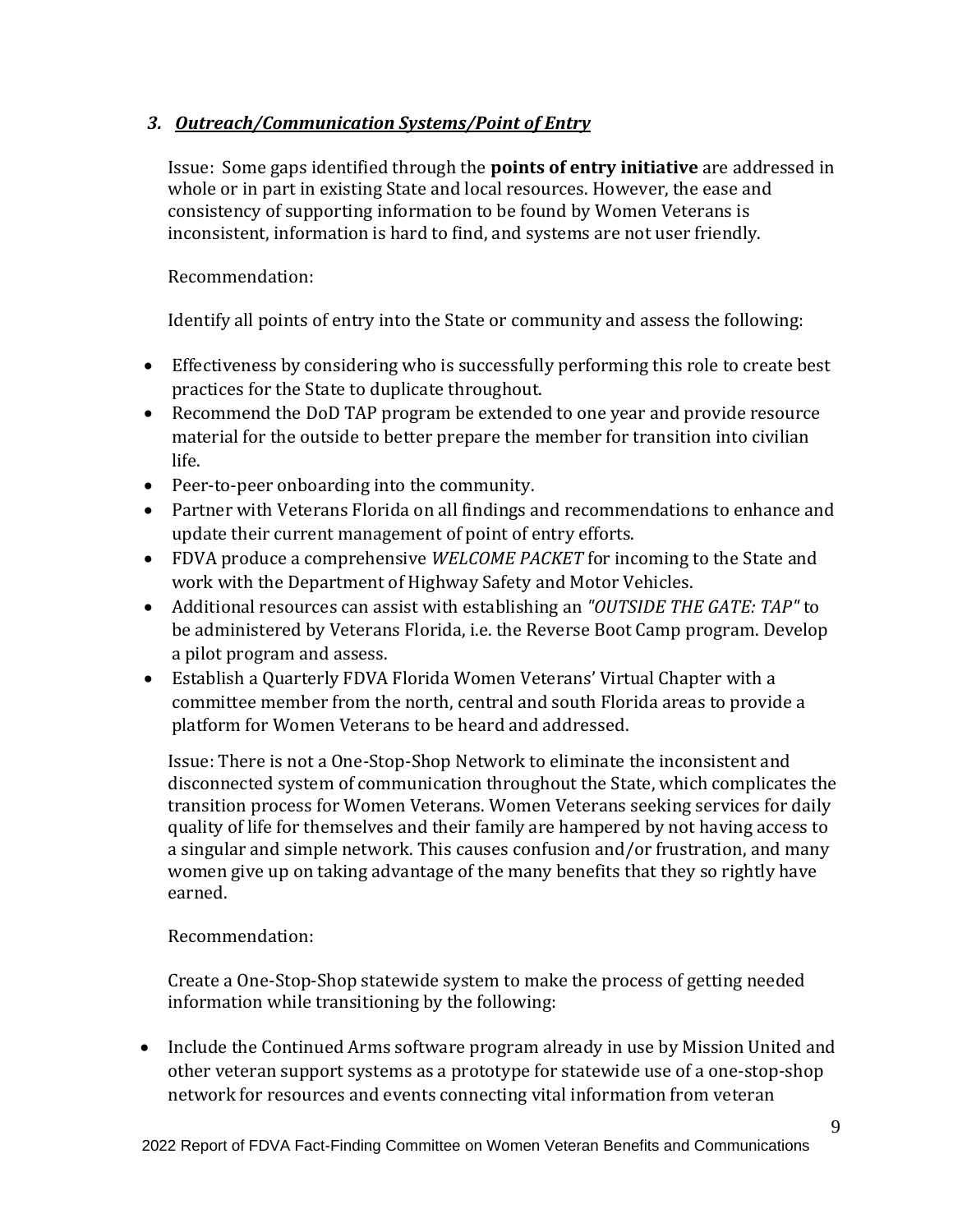### *3. Outreach/Communication Systems/Point of Entry*

Issue: Some gaps identified through the **points of entry initiative** are addressed in whole or in part in existing State and local resources. However, the ease and consistency of supporting information to be found by Women Veterans is inconsistent, information is hard to find, and systems are not user friendly.

Recommendation:

Identify all points of entry into the State or community and assess the following:

- Effectiveness by considering who is successfully performing this role to create best practices for the State to duplicate throughout.
- Recommend the DoD TAP program be extended to one year and provide resource material for the outside to better prepare the member for transition into civilian life.
- Peer-to-peer onboarding into the community.
- Partner with Veterans Florida on all findings and recommendations to enhance and update their current management of point of entry efforts.
- FDVA produce a comprehensive *WELCOME PACKET* for incoming to the State and work with the Department of Highway Safety and Motor Vehicles.
- Additional resources can assist with establishing an *"OUTSIDE THE GATE: TAP"* to be administered by Veterans Florida, i.e. the Reverse Boot Camp program. Develop a pilot program and assess.
- Establish a Quarterly FDVA Florida Women Veterans' Virtual Chapter with a committee member from the north, central and south Florida areas to provide a platform for Women Veterans to be heard and addressed.

Issue: There is not a One-Stop-Shop Network to eliminate the inconsistent and disconnected system of communication throughout the State, which complicates the transition process for Women Veterans. Women Veterans seeking services for daily quality of life for themselves and their family are hampered by not having access to a singular and simple network. This causes confusion and/or frustration, and many women give up on taking advantage of the many benefits that they so rightly have earned.

Recommendation:

Create a One-Stop-Shop statewide system to make the process of getting needed information while transitioning by the following:

- Include the Continued Arms software program already in use by Mission United and other veteran support systems as a prototype for statewide use of a one-stop-shop network for resources and events connecting vital information from veteran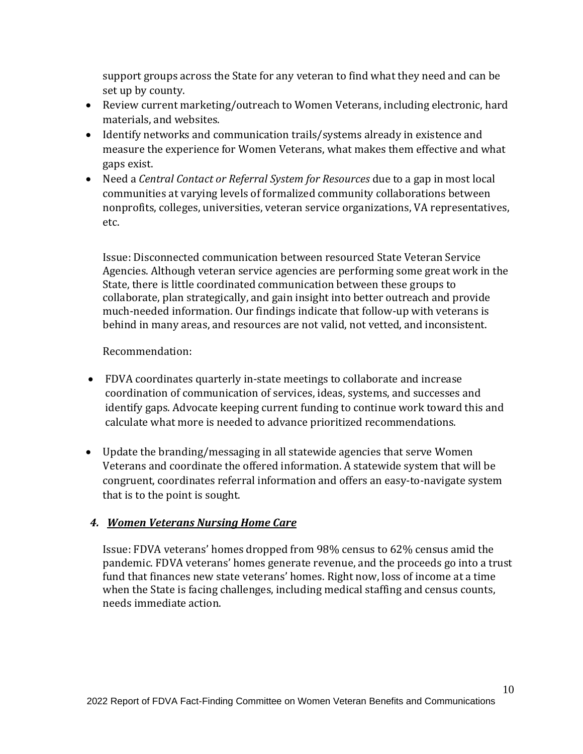support groups across the State for any veteran to find what they need and can be set up by county.

- Review current marketing/outreach to Women Veterans, including electronic, hard materials, and websites.
- Identify networks and communication trails/systems already in existence and measure the experience for Women Veterans, what makes them effective and what gaps exist.
- Need a *Central Contact or Referral System for Resources* due to a gap in most local communities at varying levels of formalized community collaborations between nonprofits, colleges, universities, veteran service organizations, VA representatives, etc.

Issue: Disconnected communication between resourced State Veteran Service Agencies. Although veteran service agencies are performing some great work in the State, there is little coordinated communication between these groups to collaborate, plan strategically, and gain insight into better outreach and provide much-needed information. Our findings indicate that follow-up with veterans is behind in many areas, and resources are not valid, not vetted, and inconsistent.

Recommendation:

- FDVA coordinates quarterly in-state meetings to collaborate and increase coordination of communication of services, ideas, systems, and successes and identify gaps. Advocate keeping current funding to continue work toward this and calculate what more is needed to advance prioritized recommendations.

- Update the branding/messaging in all statewide agencies that serve Women Veterans and coordinate the offered information. A statewide system that will be congruent, coordinates referral information and offers an easy-to-navigate system that is to the point is sought.

### *4. Women Veterans Nursing Home Care*

Issue: FDVA veterans' homes dropped from 98% census to 62% census amid the pandemic. FDVA veterans' homes generate revenue, and the proceeds go into a trust fund that finances new state veterans' homes. Right now, loss of income at a time when the State is facing challenges, including medical staffing and census counts, needs immediate action.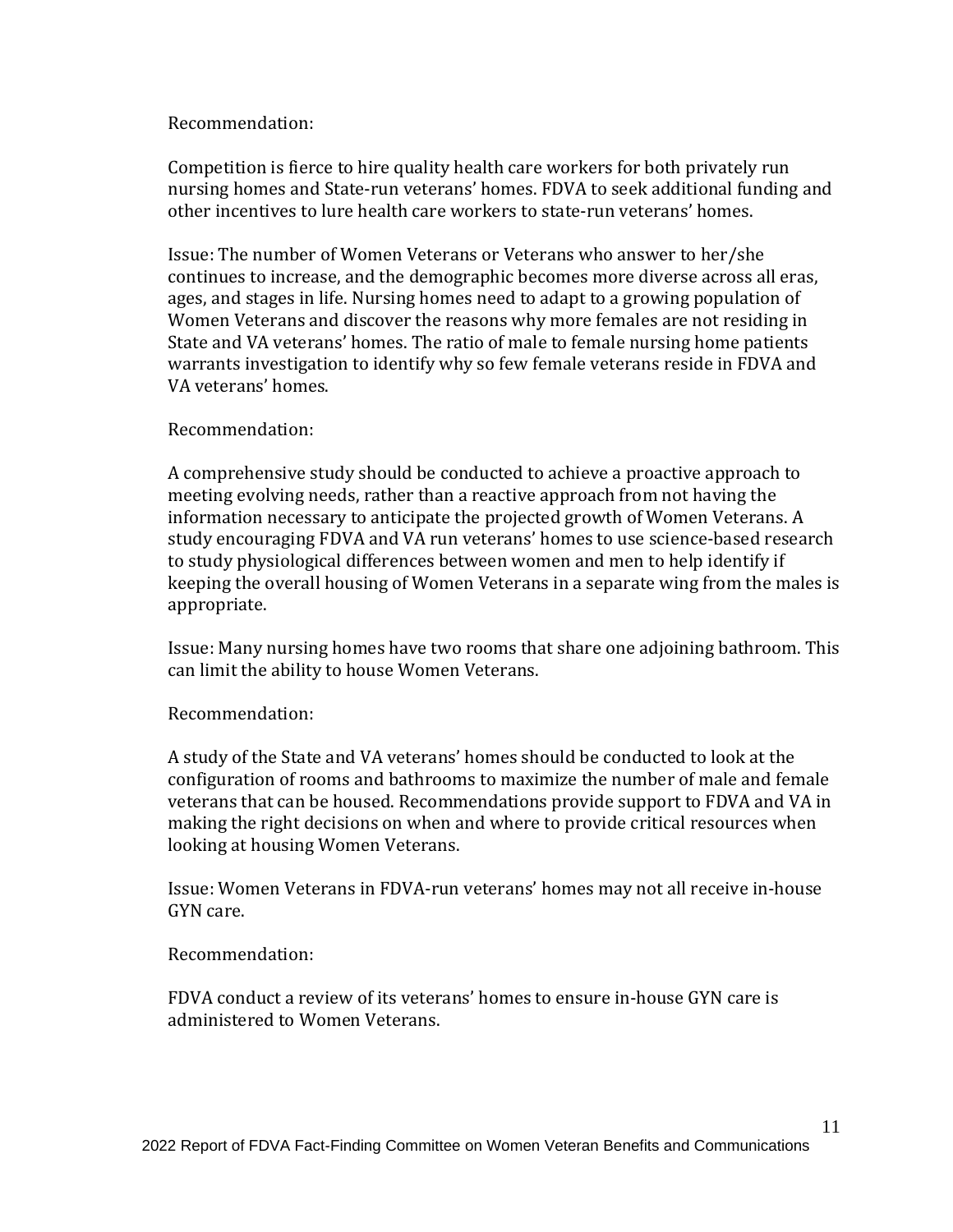Recommendation:

Competition is fierce to hire quality health care workers for both privately run nursing homes and State-run veterans' homes. FDVA to seek additional funding and other incentives to lure health care workers to state-run veterans' homes.

Issue: The number of Women Veterans or Veterans who answer to her/she continues to increase, and the demographic becomes more diverse across all eras, ages, and stages in life. Nursing homes need to adapt to a growing population of Women Veterans and discover the reasons why more females are not residing in State and VA veterans' homes. The ratio of male to female nursing home patients warrants investigation to identify why so few female veterans reside in FDVA and VA veterans' homes.

Recommendation:

A comprehensive study should be conducted to achieve a proactive approach to meeting evolving needs, rather than a reactive approach from not having the information necessary to anticipate the projected growth of Women Veterans. A study encouraging FDVA and VA run veterans' homes to use science-based research to study physiological differences between women and men to help identify if keeping the overall housing of Women Veterans in a separate wing from the males is appropriate.

Issue: Many nursing homes have two rooms that share one adjoining bathroom. This can limit the ability to house Women Veterans.

Recommendation:

A study of the State and VA veterans' homes should be conducted to look at the configuration of rooms and bathrooms to maximize the number of male and female veterans that can be housed. Recommendations provide support to FDVA and VA in making the right decisions on when and where to provide critical resources when looking at housing Women Veterans.

Issue: Women Veterans in FDVA-run veterans' homes may not all receive in-house GYN care.

Recommendation:

FDVA conduct a review of its veterans' homes to ensure in-house GYN care is administered to Women Veterans.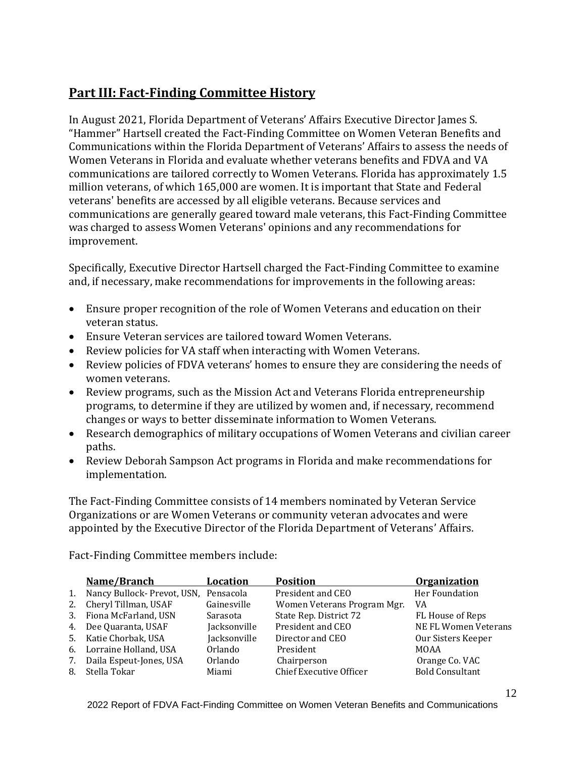## Part III: Fact-Finding Committee History

In August 2021, Florida Department of Veterans' Affairs Executive Director James S. "Hammer" Hartsell created the Fact-Finding Committee on Women Veteran Benefits and Communications within the Florida Department of Veterans' Affairs to assess the needs of Women Veterans in Florida and evaluate whether veterans benefits and FDVA and VA communications are tailored correctly to Women Veterans. Florida has approximately 1.5 million veterans, of which 165,000 are women. It is important that State and Federal veterans' benefits are accessed by all eligible veterans. Because services and communications are generally geared toward male veterans, this Fact-Finding Committee was charged to assess Women Veterans' opinions and any recommendations for improvement.

Specifically, Executive Director Hartsell charged the Fact-Finding Committee to examine and, if necessary, make recommendations for improvements in the following areas:

- Ensure proper recognition of the role of Women Veterans and education on their veteran status.
- Ensure Veteran services are tailored toward Women Veterans.
- Review policies for VA staff when interacting with Women Veterans.
- Review policies of FDVA veterans' homes to ensure they are considering the needs of women veterans.
- Review programs, such as the Mission Act and Veterans Florida entrepreneurship programs, to determine if they are utilized by women and, if necessary, recommend changes or ways to better disseminate information to Women Veterans.
- Research demographics of military occupations of Women Veterans and civilian career paths.
- Review Deborah Sampson Act programs in Florida and make recommendations for implementation.

The Fact-Finding Committee consists of 14 members nominated by Veteran Service Organizations or are Women Veterans or community veteran advocates and were appointed by the Executive Director of the Florida Department of Veterans' Affairs.

Fact-Finding Committee members include:

| | Name/Branch | Location | Position | Organization |
|---|---|---|---|---|
| 1. | Nancy Bullock- Prevot, USN, | Pensacola | President and CEO | Her Foundation |
| 2. | Cheryl Tillman, USAF | Gainesville | Women Veterans Program Mgr. | VA |
| 3. | Fiona McFarland, USN | Sarasota | State Rep. District 72 | FL House of Reps |
| 4. | Dee Quaranta, USAF | Jacksonville | President and CEO | NE FL Women Veterans |
| 5. | Katie Chorbak, USA | Jacksonville | Director and CEO | Our Sisters Keeper |
| 6. | Lorraine Holland, USA | Orlando | President | MOAA |
| 7. | Daila Espeut-Jones, USA | Orlando | Chairperson | Orange Co. VAC |
| 8. | Stella Tokar | Miami | Chief Executive Officer | Bold Consultant |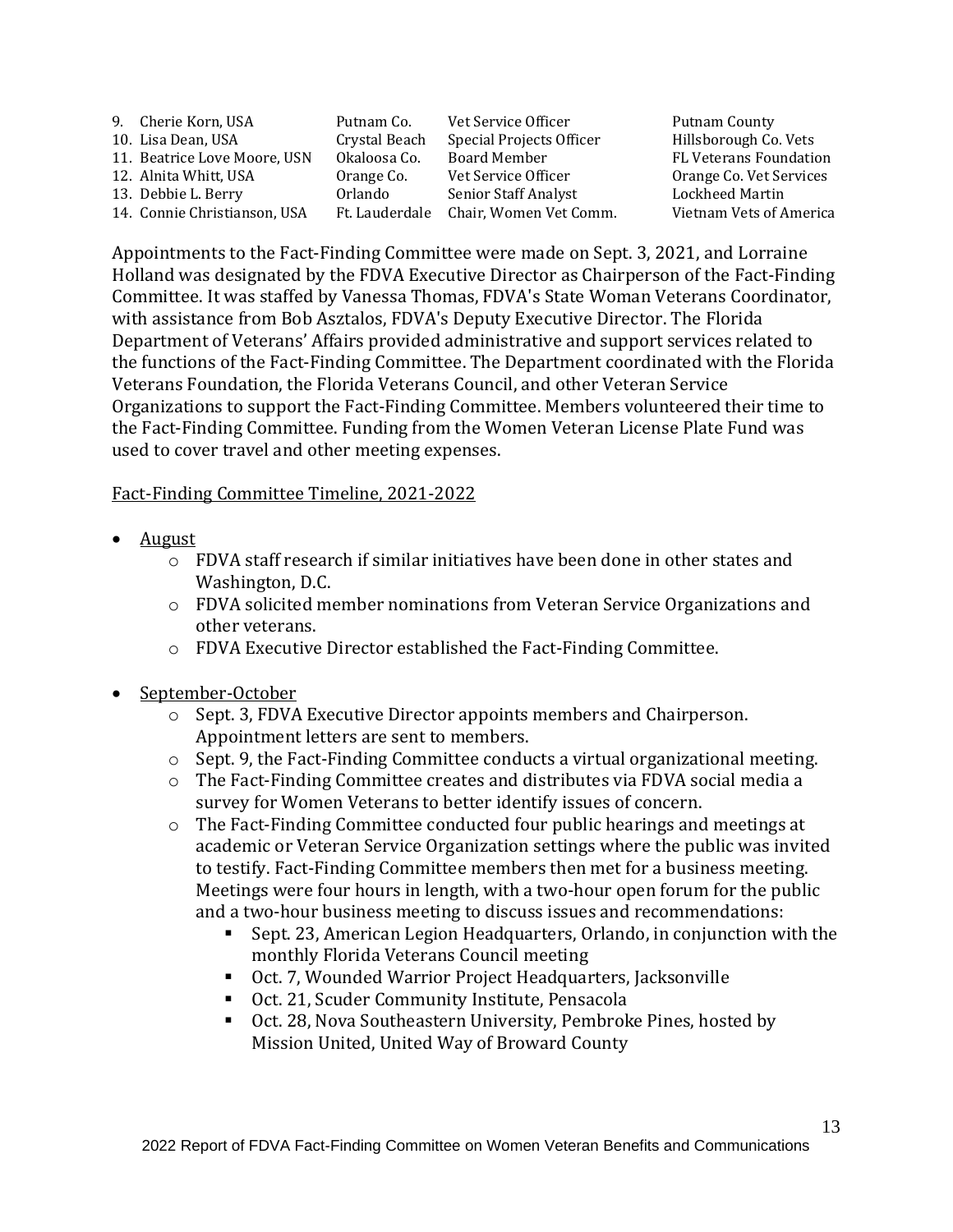| | | | |
|---|---|---|---|
| 9. Cherie Korn, USA | Putnam Co. | Vet Service Officer | Putnam County |
| 10. Lisa Dean, USA | Crystal Beach | Special Projects Officer | Hillsborough Co. Vets |
| 11. Beatrice Love Moore, USN | Okaloosa Co. | Board Member | FL Veterans Foundation |
| 12. Alnita Whitt, USA | Orange Co. | Vet Service Officer | Orange Co. Vet Services |
| 13. Debbie L. Berry | Orlando | Senior Staff Analyst | Lockheed Martin |
| 14. Connie Christianson, USA | Ft. Lauderdale | Chair, Women Vet Comm. | Vietnam Vets of America |

Appointments to the Fact-Finding Committee were made on Sept. 3, 2021, and Lorraine Holland was designated by the FDVA Executive Director as Chairperson of the Fact-Finding Committee. It was staffed by Vanessa Thomas, FDVA's State Woman Veterans Coordinator, with assistance from Bob Asztalos, FDVA's Deputy Executive Director. The Florida Department of Veterans' Affairs provided administrative and support services related to the functions of the Fact-Finding Committee. The Department coordinated with the Florida Veterans Foundation, the Florida Veterans Council, and other Veteran Service Organizations to support the Fact-Finding Committee. Members volunteered their time to the Fact-Finding Committee. Funding from the Women Veteran License Plate Fund was used to cover travel and other meeting expenses.

Fact-Finding Committee Timeline, 2021-2022

- August
  - FDVA staff research if similar initiatives have been done in other states and Washington, D.C.
  - FDVA solicited member nominations from Veteran Service Organizations and other veterans.
  - FDVA Executive Director established the Fact-Finding Committee.

- September-October
  - Sept. 3, FDVA Executive Director appoints members and Chairperson. Appointment letters are sent to members.
  - Sept. 9, the Fact-Finding Committee conducts a virtual organizational meeting.
  - The Fact-Finding Committee creates and distributes via FDVA social media a survey for Women Veterans to better identify issues of concern.
  - The Fact-Finding Committee conducted four public hearings and meetings at academic or Veteran Service Organization settings where the public was invited to testify. Fact-Finding Committee members then met for a business meeting. Meetings were four hours in length, with a two-hour open forum for the public and a two-hour business meeting to discuss issues and recommendations:
    - Sept. 23, American Legion Headquarters, Orlando, in conjunction with the monthly Florida Veterans Council meeting
    - Oct. 7, Wounded Warrior Project Headquarters, Jacksonville
    - Oct. 21, Scuder Community Institute, Pensacola
    - Oct. 28, Nova Southeastern University, Pembroke Pines, hosted by Mission United, United Way of Broward County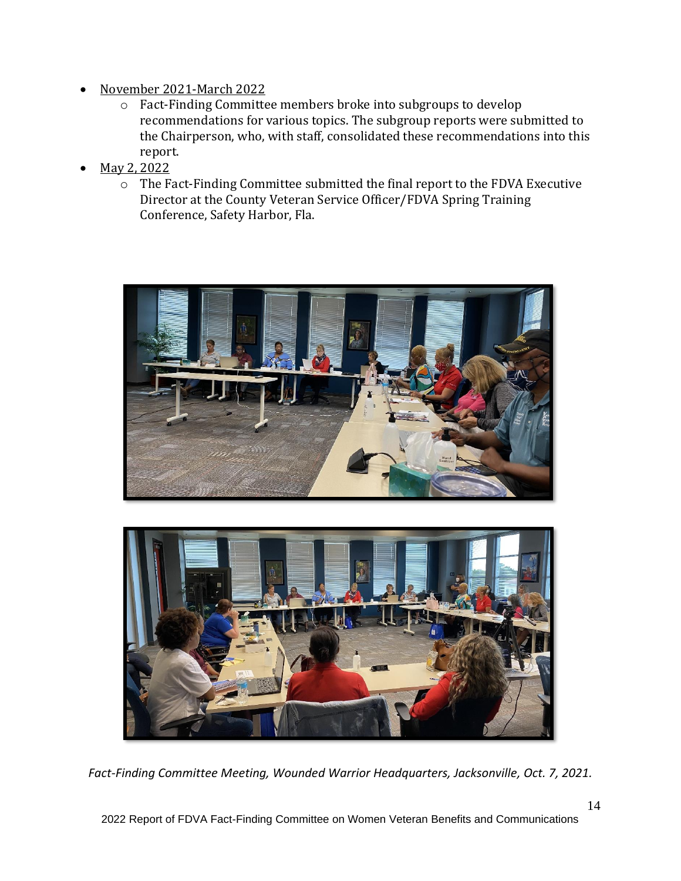- November 2021-March 2022
  - Fact-Finding Committee members broke into subgroups to develop recommendations for various topics. The subgroup reports were submitted to the Chairperson, who, with staff, consolidated these recommendations into this report.
- May 2, 2022
  - The Fact-Finding Committee submitted the final report to the FDVA Executive Director at the County Veteran Service Officer/FDVA Spring Training Conference, Safety Harbor, Fla.

*Fact-Finding Committee Meeting, Wounded Warrior Headquarters, Jacksonville, Oct. 7, 2021.*